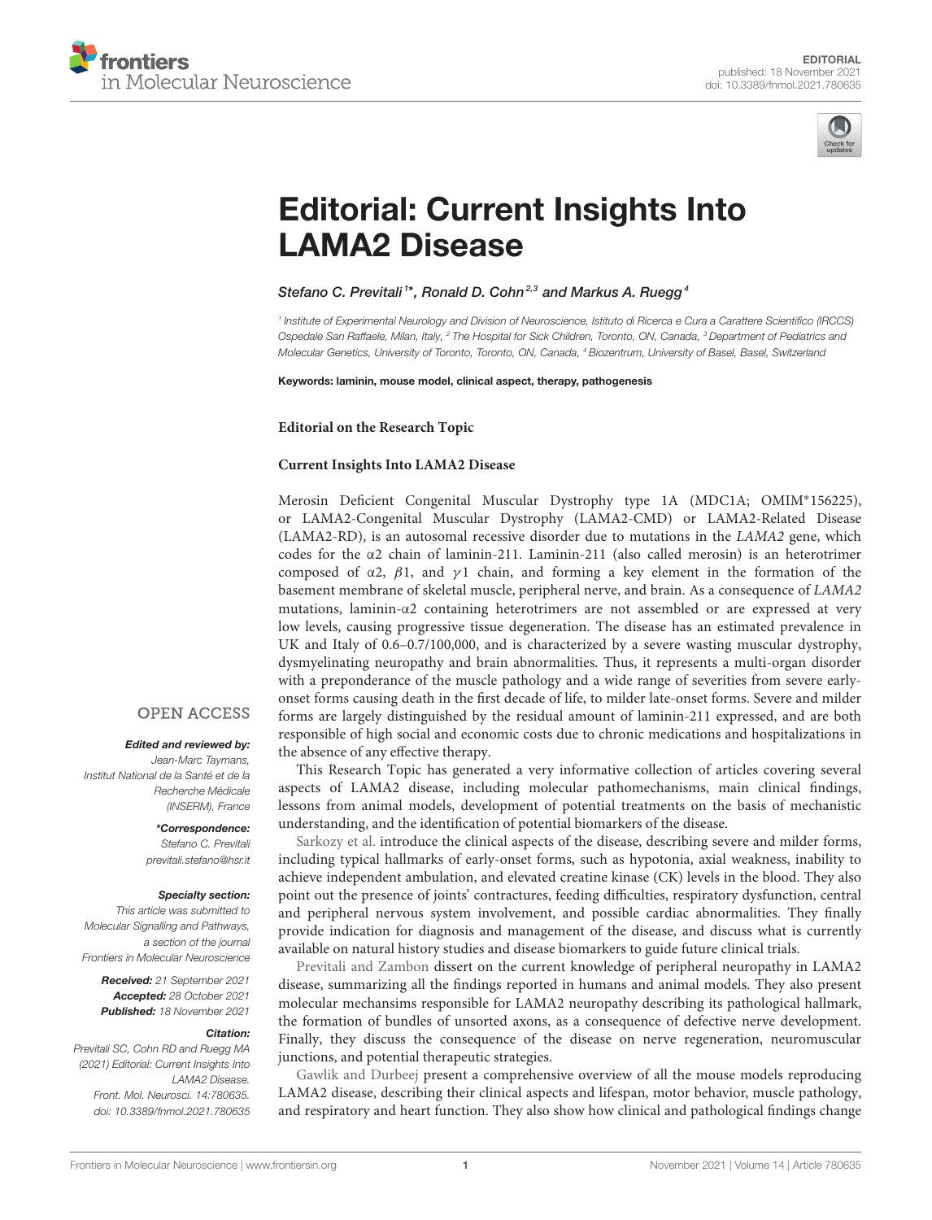EDITORIAL
published: 18 November 2021
doi: 10.3389/fnmol.2021.780635

# Editorial: Current Insights Into LAMA2 Disease

*Stefano C. Previtali[1]*, Ronald D. Cohn[2,3] and Markus A. Ruegg[4]*

[1] Institute of Experimental Neurology and Division of Neuroscience, Istituto di Ricerca e Cura a Carattere Scientifico (IRCCS) Ospedale San Raffaele, Milan, Italy, [2] The Hospital for Sick Children, Toronto, ON, Canada, [3] Department of Pediatrics and Molecular Genetics, University of Toronto, Toronto, ON, Canada, [4] Biozentrum, University of Basel, Basel, Switzerland

**Keywords:** laminin, mouse model, clinical aspect, therapy, pathogenesis

OPEN ACCESS

***Edited and reviewed by:***
*Jean-Marc Taymans, Institut National de la Santé et de la Recherche Médicale (INSERM), France*

***\*Correspondence:***
*Stefano C. Previtali*
*previtali.stefano@hsr.it*

***Specialty section:***
*This article was submitted to Molecular Signalling and Pathways, a section of the journal Frontiers in Molecular Neuroscience*

***Received:*** *21 September 2021*
***Accepted:*** *28 October 2021*
***Published:*** *18 November 2021*

***Citation:***
*Previtali SC, Cohn RD and Ruegg MA (2021) Editorial: Current Insights Into LAMA2 Disease. Front. Mol. Neurosci. 14:780635. doi: 10.3389/fnmol.2021.780635*

**Editorial on the Research Topic**

**Current Insights Into LAMA2 Disease**

Merosin Deficient Congenital Muscular Dystrophy type 1A (MDC1A; OMIM*156225), or LAMA2-Congenital Muscular Dystrophy (LAMA2-CMD) or LAMA2-Related Disease (LAMA2-RD), is an autosomal recessive disorder due to mutations in the *LAMA2* gene, which codes for the α2 chain of laminin-211. Laminin-211 (also called merosin) is an heterotrimer composed of α2, β1, and γ1 chain, and forming a key element in the formation of the basement membrane of skeletal muscle, peripheral nerve, and brain. As a consequence of *LAMA2* mutations, laminin-α2 containing heterotrimers are not assembled or are expressed at very low levels, causing progressive tissue degeneration. The disease has an estimated prevalence in UK and Italy of 0.6–0.7/100,000, and is characterized by a severe wasting muscular dystrophy, dysmyelinating neuropathy and brain abnormalities. Thus, it represents a multi-organ disorder with a preponderance of the muscle pathology and a wide range of severities from severe early-onset forms causing death in the first decade of life, to milder late-onset forms. Severe and milder forms are largely distinguished by the residual amount of laminin-211 expressed, and are both responsible of high social and economic costs due to chronic medications and hospitalizations in the absence of any effective therapy.

This Research Topic has generated a very informative collection of articles covering several aspects of LAMA2 disease, including molecular pathomechanisms, main clinical findings, lessons from animal models, development of potential treatments on the basis of mechanistic understanding, and the identification of potential biomarkers of the disease.

Sarkozy et al. introduce the clinical aspects of the disease, describing severe and milder forms, including typical hallmarks of early-onset forms, such as hypotonia, axial weakness, inability to achieve independent ambulation, and elevated creatine kinase (CK) levels in the blood. They also point out the presence of joints' contractures, feeding difficulties, respiratory dysfunction, central and peripheral nervous system involvement, and possible cardiac abnormalities. They finally provide indication for diagnosis and management of the disease, and discuss what is currently available on natural history studies and disease biomarkers to guide future clinical trials.

Previtali and Zambon dissert on the current knowledge of peripheral neuropathy in LAMA2 disease, summarizing all the findings reported in humans and animal models. They also present molecular mechansims responsible for LAMA2 neuropathy describing its pathological hallmark, the formation of bundles of unsorted axons, as a consequence of defective nerve development. Finally, they discuss the consequence of the disease on nerve regeneration, neuromuscular junctions, and potential therapeutic strategies.

Gawlik and Durbeej present a comprehensive overview of all the mouse models reproducing LAMA2 disease, describing their clinical aspects and lifespan, motor behavior, muscle pathology, and respiratory and heart function. They also show how clinical and pathological findings change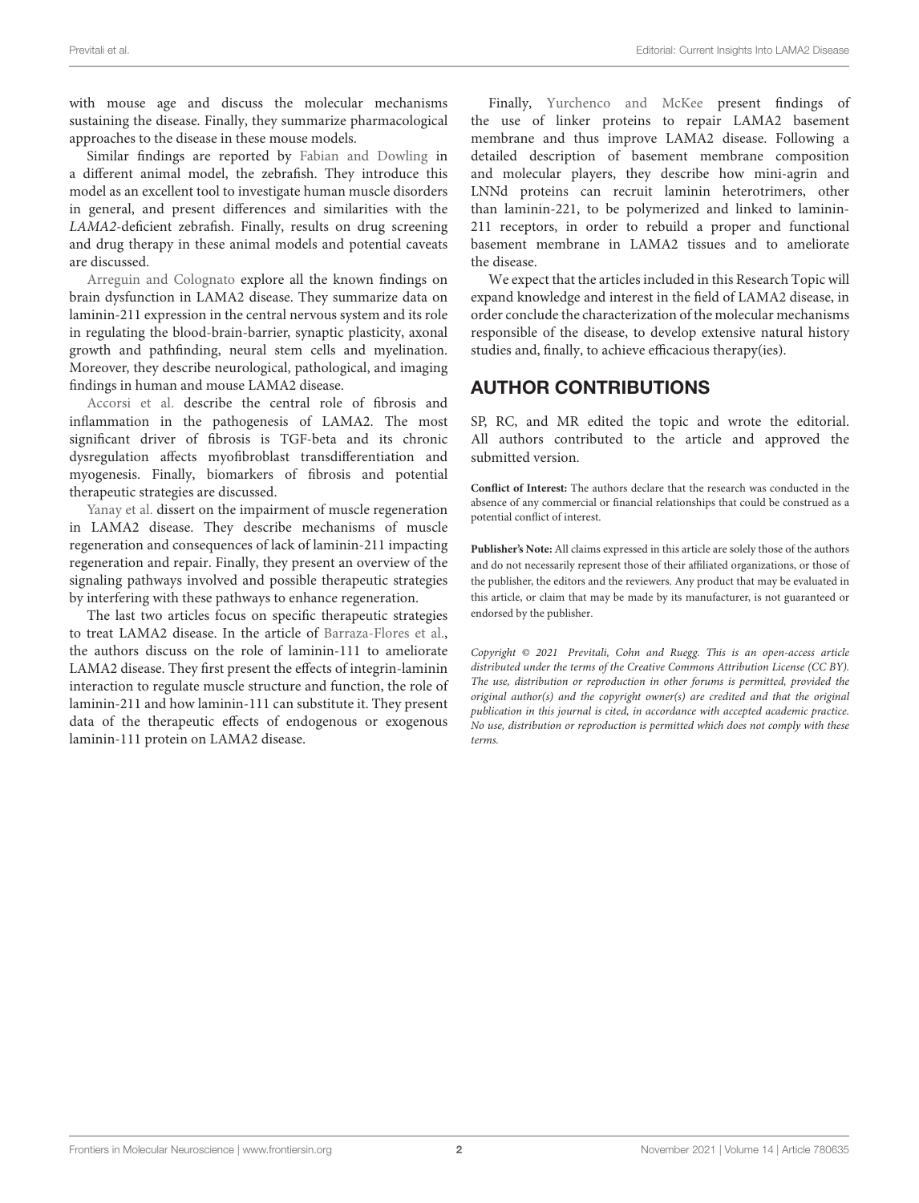with mouse age and discuss the molecular mechanisms sustaining the disease. Finally, they summarize pharmacological approaches to the disease in these mouse models.

Similar findings are reported by Fabian and Dowling in a different animal model, the zebrafish. They introduce this model as an excellent tool to investigate human muscle disorders in general, and present differences and similarities with the *LAMA2*-deficient zebrafish. Finally, results on drug screening and drug therapy in these animal models and potential caveats are discussed.

Arreguin and Colognato explore all the known findings on brain dysfunction in LAMA2 disease. They summarize data on laminin-211 expression in the central nervous system and its role in regulating the blood-brain-barrier, synaptic plasticity, axonal growth and pathfinding, neural stem cells and myelination. Moreover, they describe neurological, pathological, and imaging findings in human and mouse LAMA2 disease.

Accorsi et al. describe the central role of fibrosis and inflammation in the pathogenesis of LAMA2. The most significant driver of fibrosis is TGF-beta and its chronic dysregulation affects myofibroblast transdifferentiation and myogenesis. Finally, biomarkers of fibrosis and potential therapeutic strategies are discussed.

Yanay et al. dissert on the impairment of muscle regeneration in LAMA2 disease. They describe mechanisms of muscle regeneration and consequences of lack of laminin-211 impacting regeneration and repair. Finally, they present an overview of the signaling pathways involved and possible therapeutic strategies by interfering with these pathways to enhance regeneration.

The last two articles focus on specific therapeutic strategies to treat LAMA2 disease. In the article of Barraza-Flores et al., the authors discuss on the role of laminin-111 to ameliorate LAMA2 disease. They first present the effects of integrin-laminin interaction to regulate muscle structure and function, the role of laminin-211 and how laminin-111 can substitute it. They present data of the therapeutic effects of endogenous or exogenous laminin-111 protein on LAMA2 disease.

Finally, Yurchenco and McKee present findings of the use of linker proteins to repair LAMA2 basement membrane and thus improve LAMA2 disease. Following a detailed description of basement membrane composition and molecular players, they describe how mini-agrin and LNNd proteins can recruit laminin heterotrimers, other than laminin-221, to be polymerized and linked to laminin-211 receptors, in order to rebuild a proper and functional basement membrane in LAMA2 tissues and to ameliorate the disease.

We expect that the articles included in this Research Topic will expand knowledge and interest in the field of LAMA2 disease, in order conclude the characterization of the molecular mechanisms responsible of the disease, to develop extensive natural history studies and, finally, to achieve efficacious therapy(ies).

## AUTHOR CONTRIBUTIONS

SP, RC, and MR edited the topic and wrote the editorial. All authors contributed to the article and approved the submitted version.

**Conflict of Interest:** The authors declare that the research was conducted in the absence of any commercial or financial relationships that could be construed as a potential conflict of interest.

**Publisher's Note:** All claims expressed in this article are solely those of the authors and do not necessarily represent those of their affiliated organizations, or those of the publisher, the editors and the reviewers. Any product that may be evaluated in this article, or claim that may be made by its manufacturer, is not guaranteed or endorsed by the publisher.

*Copyright © 2021 Previtali, Cohn and Ruegg. This is an open-access article distributed under the terms of the Creative Commons Attribution License (CC BY). The use, distribution or reproduction in other forums is permitted, provided the original author(s) and the copyright owner(s) are credited and that the original publication in this journal is cited, in accordance with accepted academic practice. No use, distribution or reproduction is permitted which does not comply with these terms.*